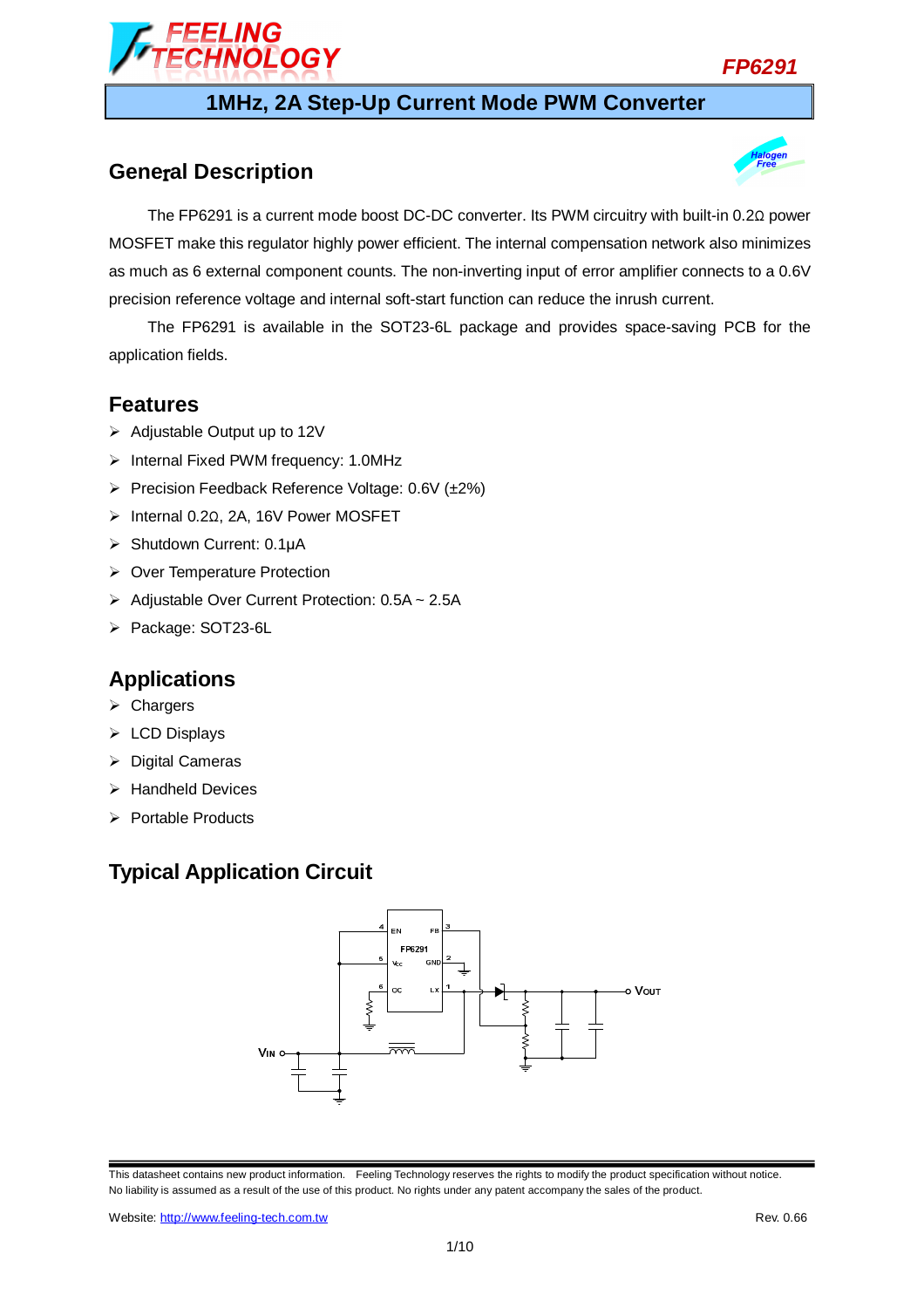# FP6291

## 1MHz, 2A Step-Up Current Mode PWM Converter

## General Description

The FP6291 is a current mode boost DC-DC converter. Its PWM circuitry with built-in 0.2Ω power MOSFET make this regulator highly power efficient. The internal compensation network also minimizes as much as 6 external component counts. The non-inverting input of error amplifier connects to a 0.6V precision reference voltage and internal soft-start function can reduce the inrush current.

The FP6291 is available in the SOT23-6L package and provides space-saving PCB for the application fields.

## Features

- Adjustable Output up to 12V
- Internal Fixed PWM frequency: 1.0MHz
- Precision Feedback Reference Voltage: 0.6V (±2%)
- Internal 0.2Ω, 2A, 16V Power MOSFET
- Shutdown Current: 0.1µA
- Over Temperature Protection
- Adjustable Over Current Protection: 0.5A ~ 2.5A
- Package: SOT23-6L

## Applications

- Chargers
- LCD Displays
- Digital Cameras
- Handheld Devices
- Portable Products

## Typical Application Circuit

This datasheet contains new product information. Feeling Technology reserves the rights to modify the product specification without notice. No liability is assumed as a result of the use of this product. No rights under any patent accompany the sales of the product.

Website: http://www.feeling-tech.com.tw Rev. 0.66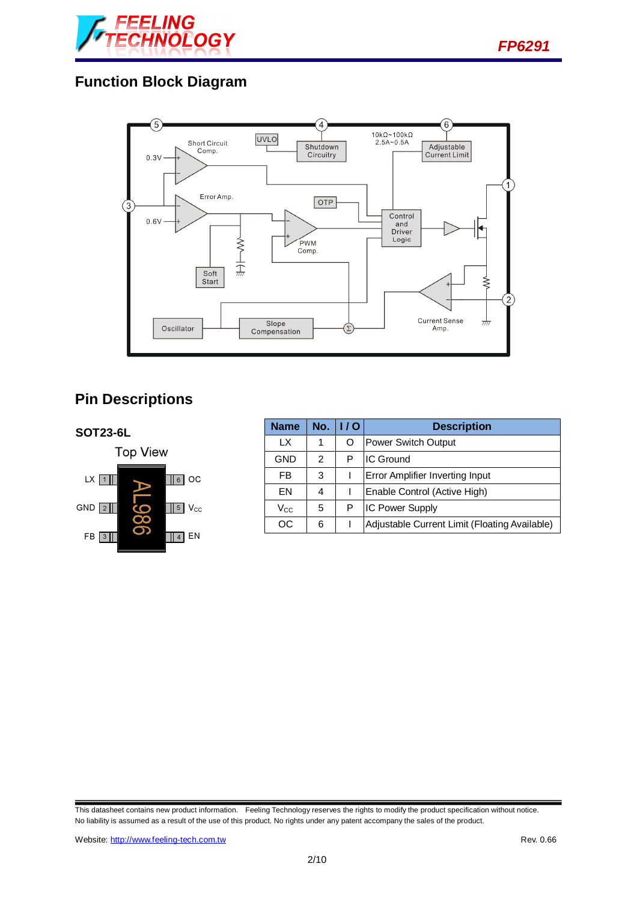## Function Block Diagram

## Pin Descriptions

**SOT23-6L**

Top View

| Name | No. | I / O | Description |
|---|---|---|---|
| LX | 1 | O | Power Switch Output |
| GND | 2 | P | IC Ground |
| FB | 3 | I | Error Amplifier Inverting Input |
| EN | 4 | I | Enable Control (Active High) |
| $V_{CC}$ | 5 | P | IC Power Supply |
| OC | 6 | I | Adjustable Current Limit (Floating Available) |

This datasheet contains new product information. Feeling Technology reserves the rights to modify the product specification without notice. No liability is assumed as a result of the use of this product. No rights under any patent accompany the sales of the product.

Website: http://www.feeling-tech.com.tw

Rev. 0.66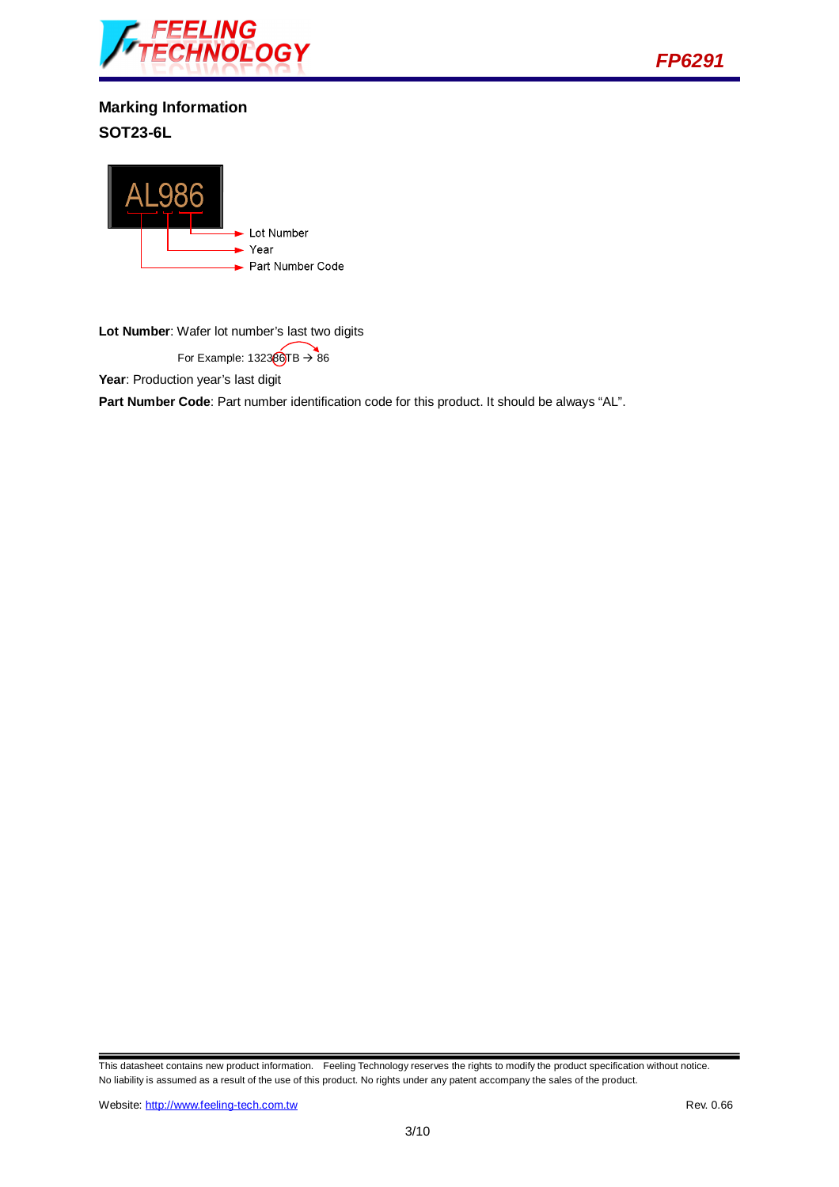## Marking Information

### SOT23-6L

AL986

- Lot Number
- Year
- Part Number Code

**Lot Number**: Wafer lot number's last two digits

For Example: 132386TB → 86

**Year**: Production year's last digit

**Part Number Code**: Part number identification code for this product. It should be always "AL".

This datasheet contains new product information. Feeling Technology reserves the rights to modify the product specification without notice. No liability is assumed as a result of the use of this product. No rights under any patent accompany the sales of the product.

Website: http://www.feeling-tech.com.tw

Rev. 0.66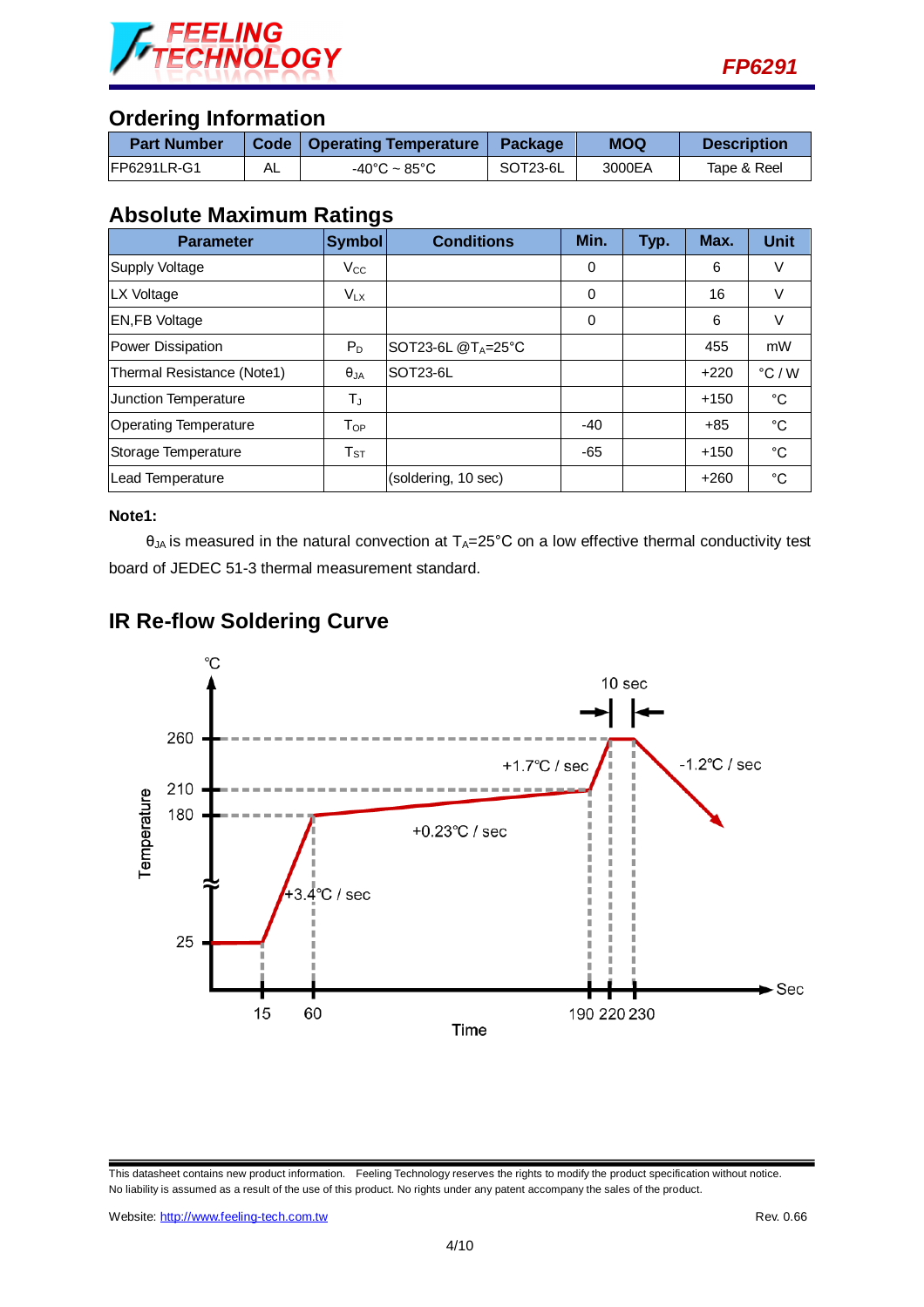## Ordering Information

| Part Number | Code | Operating Temperature | Package | MOQ | Description |
|---|---|---|---|---|---|
| FP6291LR-G1 | AL | -40°C ~ 85°C | SOT23-6L | 3000EA | Tape & Reel |

## Absolute Maximum Ratings

| Parameter | Symbol | Conditions | Min. | Typ. | Max. | Unit |
|---|---|---|---|---|---|---|
| Supply Voltage | $V_{CC}$ |  | 0 |  | 6 | V |
| LX Voltage | $V_{LX}$ |  | 0 |  | 16 | V |
| EN,FB Voltage |  |  | 0 |  | 6 | V |
| Power Dissipation | $P_D$ | SOT23-6L @$T_A$=25°C |  |  | 455 | mW |
| Thermal Resistance (Note1) | $\theta_{JA}$ | SOT23-6L |  |  | +220 | °C / W |
| Junction Temperature | $T_J$ |  |  |  | +150 | °C |
| Operating Temperature | $T_{OP}$ |  | -40 |  | +85 | °C |
| Storage Temperature | $T_{ST}$ |  | -65 |  | +150 | °C |
| Lead Temperature |  | (soldering, 10 sec) |  |  | +260 | °C |

**Note1:**

$\theta_{JA}$ is measured in the natural convection at $T_A$=25°C on a low effective thermal conductivity test board of JEDEC 51-3 thermal measurement standard.

## IR Re-flow Soldering Curve

This datasheet contains new product information. Feeling Technology reserves the rights to modify the product specification without notice. No liability is assumed as a result of the use of this product. No rights under any patent accompany the sales of the product.

Website: http://www.feeling-tech.com.tw

Rev. 0.66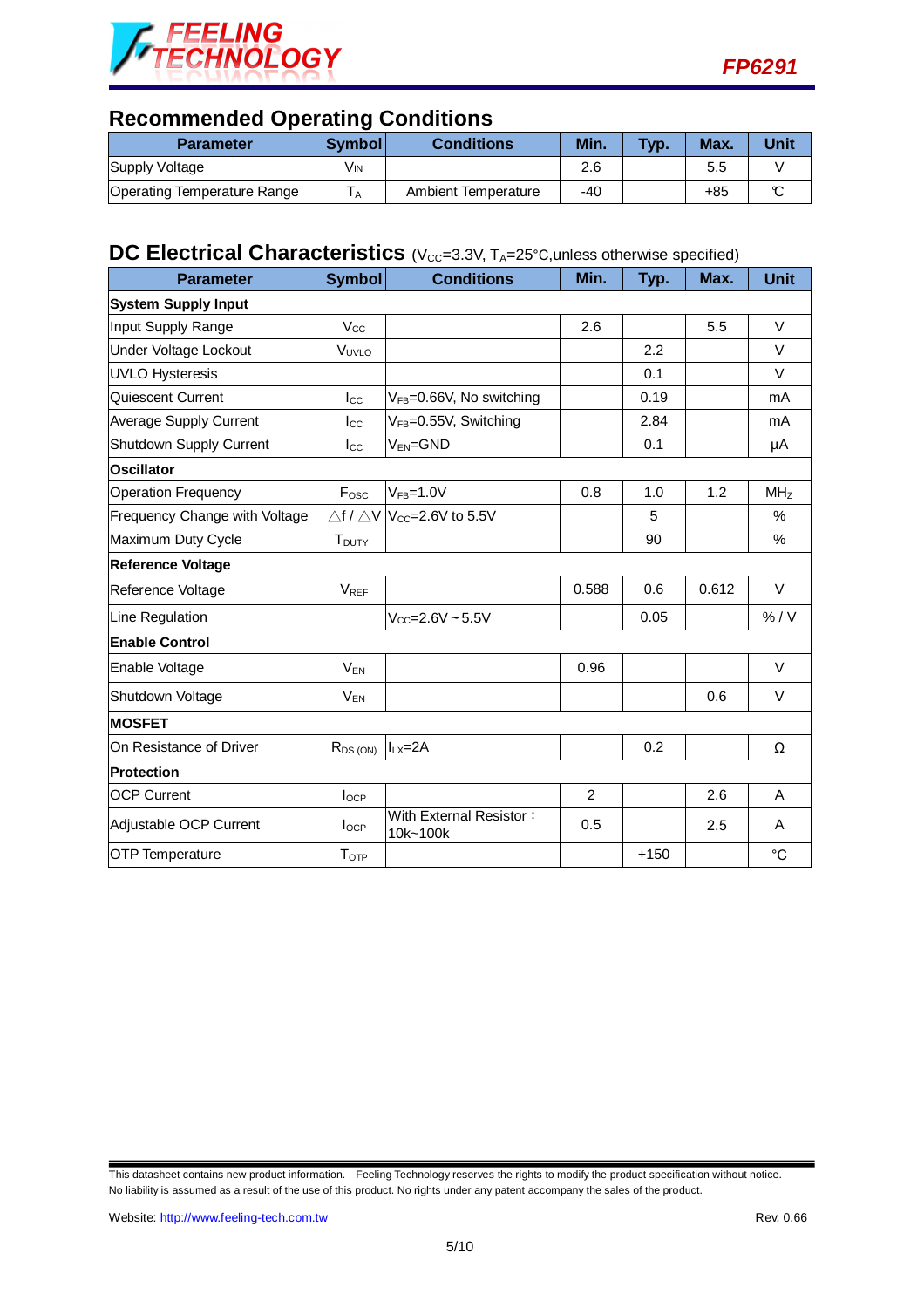## Recommended Operating Conditions

| Parameter | Symbol | Conditions | Min. | Typ. | Max. | Unit |
|---|---|---|---|---|---|---|
| Supply Voltage | $V_{IN}$ | | 2.6 | | 5.5 | V |
| Operating Temperature Range | $T_A$ | Ambient Temperature | -40 | | +85 | ℃ |

## DC Electrical Characteristics ($V_{CC}$=3.3V, $T_A$=25°C,unless otherwise specified)

| Parameter | Symbol | Conditions | Min. | Typ. | Max. | Unit |
|---|---|---|---|---|---|---|
| **System Supply Input** | | | | | | |
| Input Supply Range | $V_{CC}$ | | 2.6 | | 5.5 | V |
| Under Voltage Lockout | $V_{UVLO}$ | | | 2.2 | | V |
| UVLO Hysteresis | | | | 0.1 | | V |
| Quiescent Current | $I_{CC}$ | $V_{FB}$=0.66V, No switching | | 0.19 | | mA |
| Average Supply Current | $I_{CC}$ | $V_{FB}$=0.55V, Switching | | 2.84 | | mA |
| Shutdown Supply Current | $I_{CC}$ | $V_{EN}$=GND | | 0.1 | | µA |
| **Oscillator** | | | | | | |
| Operation Frequency | $F_{OSC}$ | $V_{FB}$=1.0V | 0.8 | 1.0 | 1.2 | MHz |
| Frequency Change with Voltage | △f / △V | $V_{CC}$=2.6V to 5.5V | | 5 | | % |
| Maximum Duty Cycle | $T_{DUTY}$ | | | 90 | | % |
| **Reference Voltage** | | | | | | |
| Reference Voltage | $V_{REF}$ | | 0.588 | 0.6 | 0.612 | V |
| Line Regulation | | $V_{CC}$=2.6V ~ 5.5V | | 0.05 | | % / V |
| **Enable Control** | | | | | | |
| Enable Voltage | $V_{EN}$ | | 0.96 | | | V |
| Shutdown Voltage | $V_{EN}$ | | | | 0.6 | V |
| **MOSFET** | | | | | | |
| On Resistance of Driver | $R_{DS(ON)}$ | $I_{LX}$=2A | | 0.2 | | Ω |
| **Protection** | | | | | | |
| OCP Current | $I_{OCP}$ | | 2 | | 2.6 | A |
| Adjustable OCP Current | $I_{OCP}$ | With External Resistor：10k~100k | 0.5 | | 2.5 | A |
| OTP Temperature | $T_{OTP}$ | | | +150 | | °C |

This datasheet contains new product information. Feeling Technology reserves the rights to modify the product specification without notice. No liability is assumed as a result of the use of this product. No rights under any patent accompany the sales of the product.

Website: http://www.feeling-tech.com.tw

Rev. 0.66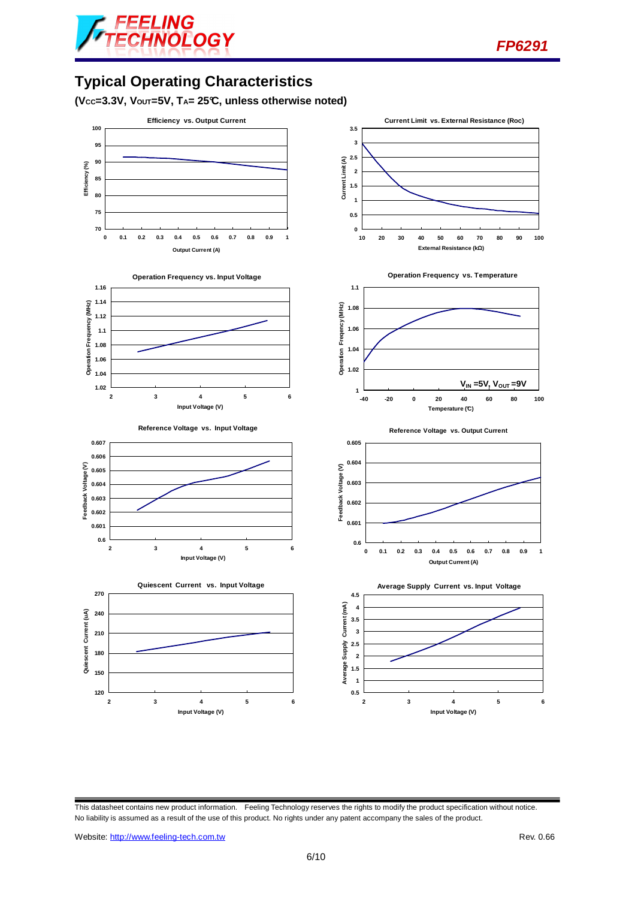## Typical Operating Characteristics

**($V_{CC}$=3.3V, $V_{OUT}$=5V, $T_A$= 25℃, unless otherwise noted)**

Efficiency vs. Output Current

Current Limit vs. External Resistance (Roc)

Operation Frequency vs. Input Voltage

Operation Frequency vs. Temperature

Reference Voltage vs. Input Voltage

Reference Voltage vs. Output Current

Quiescent Current vs. Input Voltage

Average Supply Current vs. Input Voltage

This datasheet contains new product information. Feeling Technology reserves the rights to modify the product specification without notice. No liability is assumed as a result of the use of this product. No rights under any patent accompany the sales of the product.

Website: http://www.feeling-tech.com.tw Rev. 0.66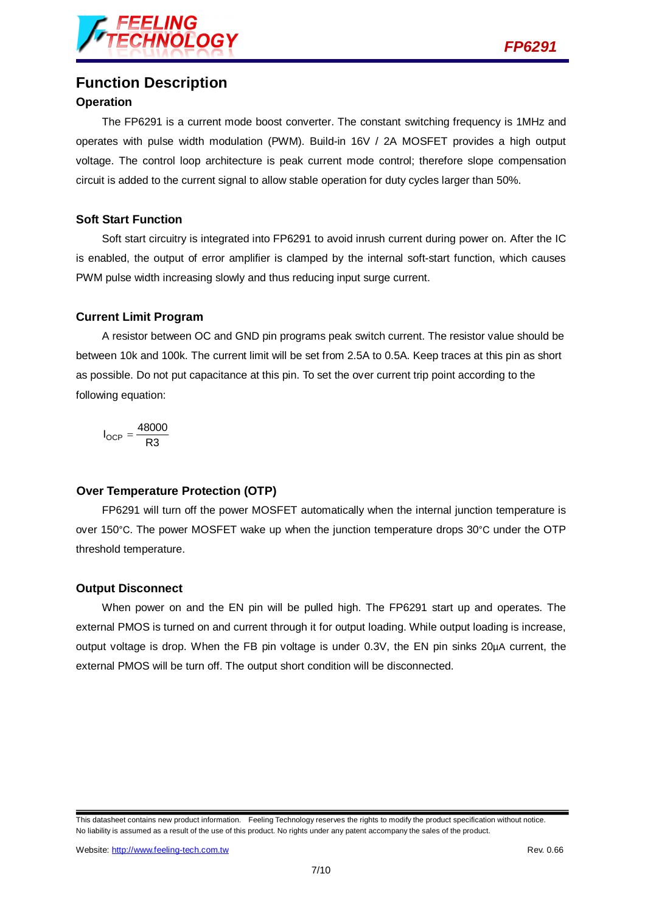# Function Description

## Operation

The FP6291 is a current mode boost converter. The constant switching frequency is 1MHz and operates with pulse width modulation (PWM). Build-in 16V / 2A MOSFET provides a high output voltage. The control loop architecture is peak current mode control; therefore slope compensation circuit is added to the current signal to allow stable operation for duty cycles larger than 50%.

## Soft Start Function

Soft start circuitry is integrated into FP6291 to avoid inrush current during power on. After the IC is enabled, the output of error amplifier is clamped by the internal soft-start function, which causes PWM pulse width increasing slowly and thus reducing input surge current.

## Current Limit Program

A resistor between OC and GND pin programs peak switch current. The resistor value should be between 10k and 100k. The current limit will be set from 2.5A to 0.5A. Keep traces at this pin as short as possible. Do not put capacitance at this pin. To set the over current trip point according to the following equation:

$$I_{OCP} = \frac{48000}{R3}$$

## Over Temperature Protection (OTP)

FP6291 will turn off the power MOSFET automatically when the internal junction temperature is over 150°C. The power MOSFET wake up when the junction temperature drops 30°C under the OTP threshold temperature.

## Output Disconnect

When power on and the EN pin will be pulled high. The FP6291 start up and operates. The external PMOS is turned on and current through it for output loading. While output loading is increase, output voltage is drop. When the FB pin voltage is under 0.3V, the EN pin sinks 20μA current, the external PMOS will be turn off. The output short condition will be disconnected.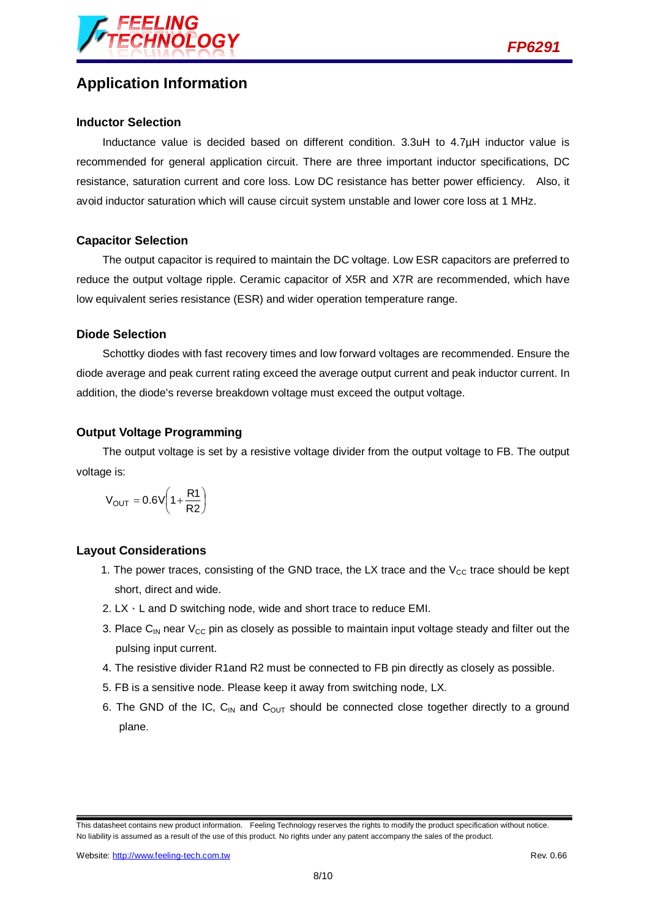## Application Information

### Inductor Selection

Inductance value is decided based on different condition. 3.3uH to 4.7μH inductor value is recommended for general application circuit. There are three important inductor specifications, DC resistance, saturation current and core loss. Low DC resistance has better power efficiency. Also, it avoid inductor saturation which will cause circuit system unstable and lower core loss at 1 MHz.

### Capacitor Selection

The output capacitor is required to maintain the DC voltage. Low ESR capacitors are preferred to reduce the output voltage ripple. Ceramic capacitor of X5R and X7R are recommended, which have low equivalent series resistance (ESR) and wider operation temperature range.

### Diode Selection

Schottky diodes with fast recovery times and low forward voltages are recommended. Ensure the diode average and peak current rating exceed the average output current and peak inductor current. In addition, the diode's reverse breakdown voltage must exceed the output voltage.

### Output Voltage Programming

The output voltage is set by a resistive voltage divider from the output voltage to FB. The output voltage is:

$$V_{OUT} = 0.6V\left(1 + \frac{R1}{R2}\right)$$

### Layout Considerations

1. The power traces, consisting of the GND trace, the LX trace and the $V_{CC}$ trace should be kept short, direct and wide.
2. LX、L and D switching node, wide and short trace to reduce EMI.
3. Place $C_{IN}$ near $V_{CC}$ pin as closely as possible to maintain input voltage steady and filter out the pulsing input current.
4. The resistive divider R1and R2 must be connected to FB pin directly as closely as possible.
5. FB is a sensitive node. Please keep it away from switching node, LX.
6. The GND of the IC, $C_{IN}$ and $C_{OUT}$ should be connected close together directly to a ground plane.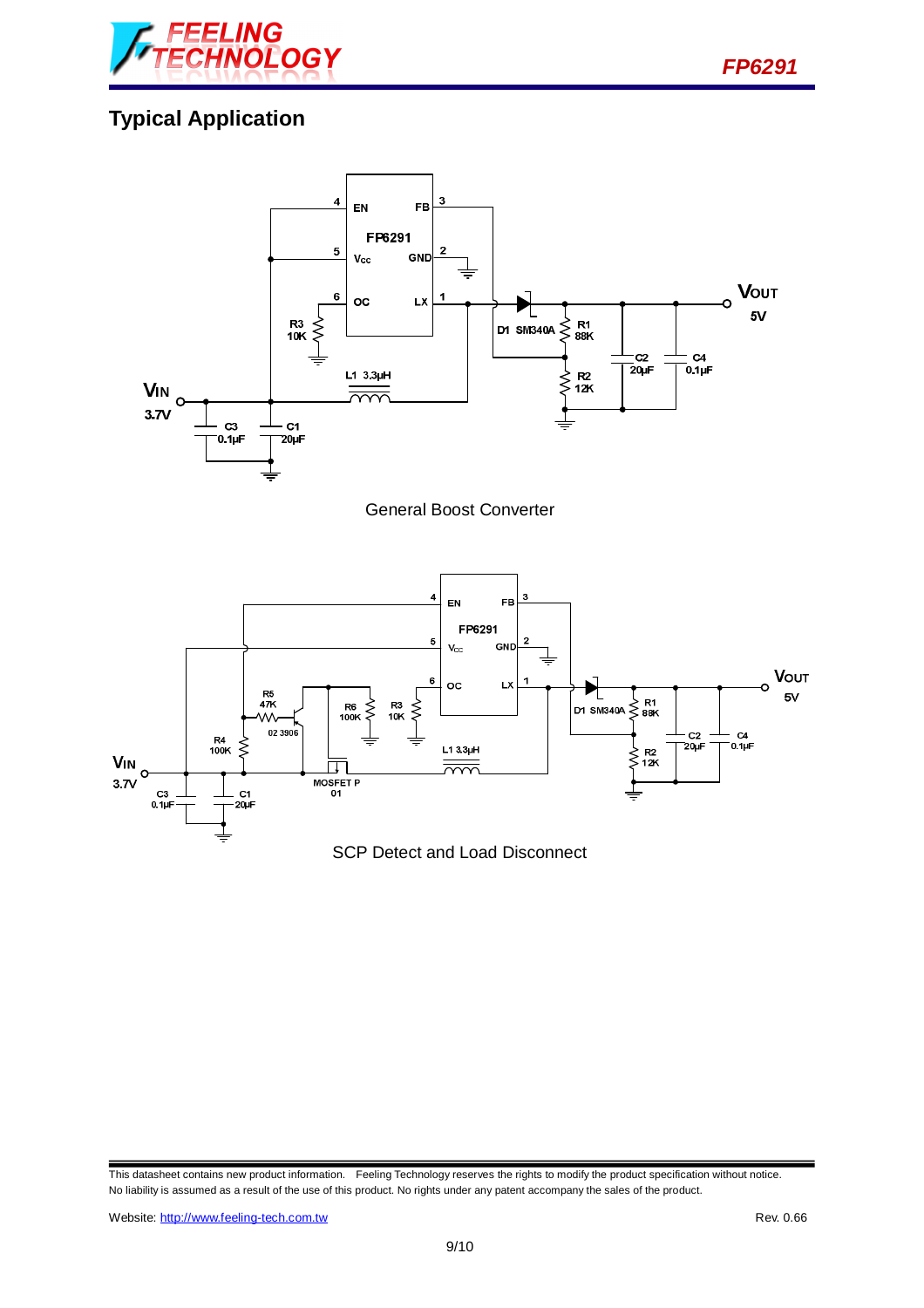## Typical Application

General Boost Converter

SCP Detect and Load Disconnect

This datasheet contains new product information. Feeling Technology reserves the rights to modify the product specification without notice. No liability is assumed as a result of the use of this product. No rights under any patent accompany the sales of the product.

Website: http://www.feeling-tech.com.tw

Rev. 0.66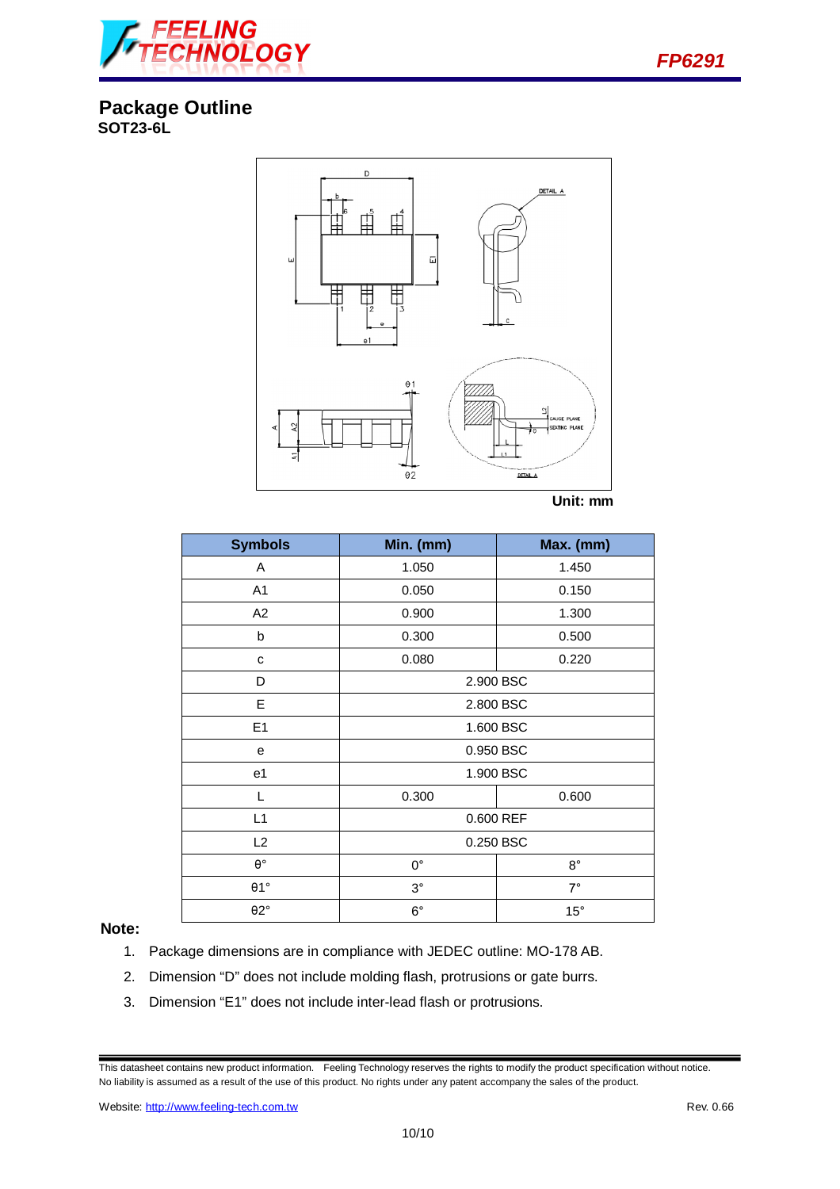## Package Outline

**SOT23-6L**

D
b
6 5 4
E E1
1 2 3
e
e1
DETAIL A
c
θ1
A A2 A1
θ2
L2
GAUGE PLANE
SEATING PLANE
θ
L
L1
DETAIL A

**Unit: mm**

| Symbols | Min. (mm) | Max. (mm) |
|---|---|---|
| A | 1.050 | 1.450 |
| A1 | 0.050 | 0.150 |
| A2 | 0.900 | 1.300 |
| b | 0.300 | 0.500 |
| c | 0.080 | 0.220 |
| D | 2.900 BSC | |
| E | 2.800 BSC | |
| E1 | 1.600 BSC | |
| e | 0.950 BSC | |
| e1 | 1.900 BSC | |
| L | 0.300 | 0.600 |
| L1 | 0.600 REF | |
| L2 | 0.250 BSC | |
| θ° | 0° | 8° |
| θ1° | 3° | 7° |
| θ2° | 6° | 15° |

**Note:**

1. Package dimensions are in compliance with JEDEC outline: MO-178 AB.
2. Dimension "D" does not include molding flash, protrusions or gate burrs.
3. Dimension "E1" does not include inter-lead flash or protrusions.

This datasheet contains new product information. Feeling Technology reserves the rights to modify the product specification without notice. No liability is assumed as a result of the use of this product. No rights under any patent accompany the sales of the product.

Website: http://www.feeling-tech.com.tw

Rev. 0.66